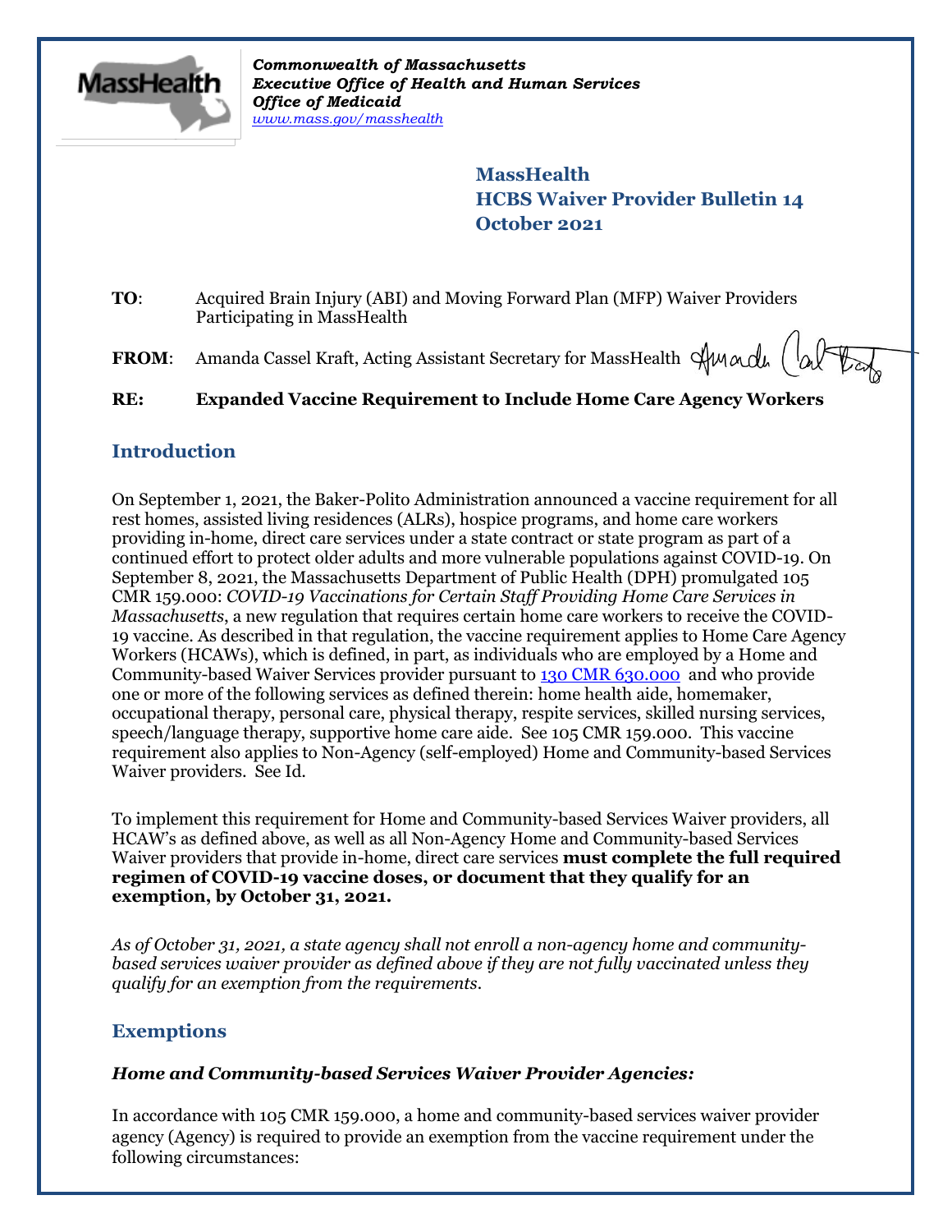*Commonwealth of Massachusetts*
***Executive Office of Health and Human Services***
***Office of Medicaid***
*www.mass.gov/masshealth*

**MassHealth**
**HCBS Waiver Provider Bulletin 14**
**October 2021**

**TO**: Acquired Brain Injury (ABI) and Moving Forward Plan (MFP) Waiver Providers Participating in MassHealth

**FROM**: Amanda Cassel Kraft, Acting Assistant Secretary for MassHealth

**RE: Expanded Vaccine Requirement to Include Home Care Agency Workers**

## Introduction

On September 1, 2021, the Baker-Polito Administration announced a vaccine requirement for all rest homes, assisted living residences (ALRs), hospice programs, and home care workers providing in-home, direct care services under a state contract or state program as part of a continued effort to protect older adults and more vulnerable populations against COVID-19. On September 8, 2021, the Massachusetts Department of Public Health (DPH) promulgated 105 CMR 159.000: *COVID-19 Vaccinations for Certain Staff Providing Home Care Services in Massachusetts*, a new regulation that requires certain home care workers to receive the COVID-19 vaccine. As described in that regulation, the vaccine requirement applies to Home Care Agency Workers (HCAWs), which is defined, in part, as individuals who are employed by a Home and Community-based Waiver Services provider pursuant to 130 CMR 630.000 and who provide one or more of the following services as defined therein: home health aide, homemaker, occupational therapy, personal care, physical therapy, respite services, skilled nursing services, speech/language therapy, supportive home care aide. See 105 CMR 159.000. This vaccine requirement also applies to Non-Agency (self-employed) Home and Community-based Services Waiver providers. See Id.

To implement this requirement for Home and Community-based Services Waiver providers, all HCAW's as defined above, as well as all Non-Agency Home and Community-based Services Waiver providers that provide in-home, direct care services **must complete the full required regimen of COVID-19 vaccine doses, or document that they qualify for an exemption, by October 31, 2021.**

*As of October 31, 2021, a state agency shall not enroll a non-agency home and community-based services waiver provider as defined above if they are not fully vaccinated unless they qualify for an exemption from the requirements.*

## Exemptions

### *Home and Community-based Services Waiver Provider Agencies:*

In accordance with 105 CMR 159.000, a home and community-based services waiver provider agency (Agency) is required to provide an exemption from the vaccine requirement under the following circumstances: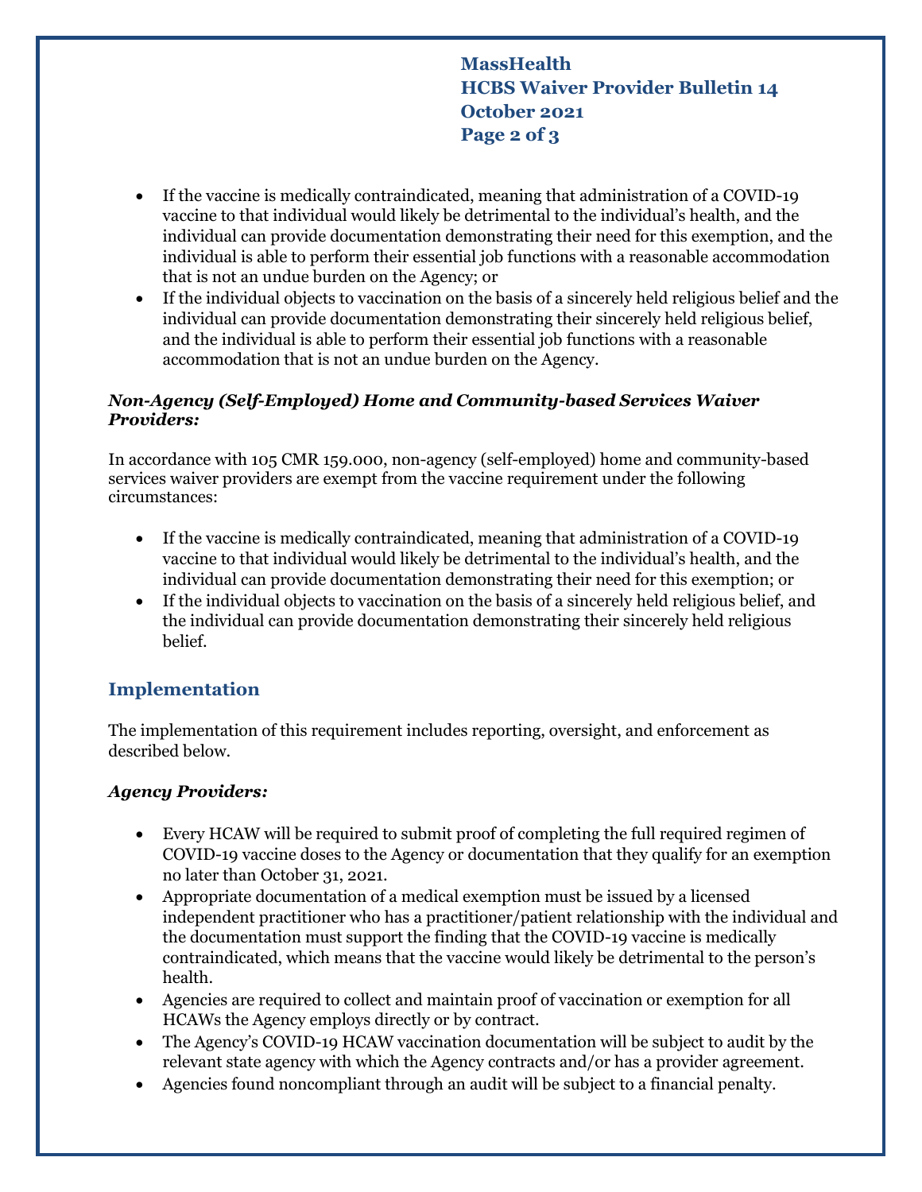- If the vaccine is medically contraindicated, meaning that administration of a COVID-19 vaccine to that individual would likely be detrimental to the individual's health, and the individual can provide documentation demonstrating their need for this exemption, and the individual is able to perform their essential job functions with a reasonable accommodation that is not an undue burden on the Agency; or
- If the individual objects to vaccination on the basis of a sincerely held religious belief and the individual can provide documentation demonstrating their sincerely held religious belief, and the individual is able to perform their essential job functions with a reasonable accommodation that is not an undue burden on the Agency.

***Non-Agency (Self-Employed) Home and Community-based Services Waiver Providers:***

In accordance with 105 CMR 159.000, non-agency (self-employed) home and community-based services waiver providers are exempt from the vaccine requirement under the following circumstances:

- If the vaccine is medically contraindicated, meaning that administration of a COVID-19 vaccine to that individual would likely be detrimental to the individual's health, and the individual can provide documentation demonstrating their need for this exemption; or
- If the individual objects to vaccination on the basis of a sincerely held religious belief, and the individual can provide documentation demonstrating their sincerely held religious belief.

## Implementation

The implementation of this requirement includes reporting, oversight, and enforcement as described below.

***Agency Providers:***

- Every HCAW will be required to submit proof of completing the full required regimen of COVID-19 vaccine doses to the Agency or documentation that they qualify for an exemption no later than October 31, 2021.
- Appropriate documentation of a medical exemption must be issued by a licensed independent practitioner who has a practitioner/patient relationship with the individual and the documentation must support the finding that the COVID-19 vaccine is medically contraindicated, which means that the vaccine would likely be detrimental to the person's health.
- Agencies are required to collect and maintain proof of vaccination or exemption for all HCAWs the Agency employs directly or by contract.
- The Agency's COVID-19 HCAW vaccination documentation will be subject to audit by the relevant state agency with which the Agency contracts and/or has a provider agreement.
- Agencies found noncompliant through an audit will be subject to a financial penalty.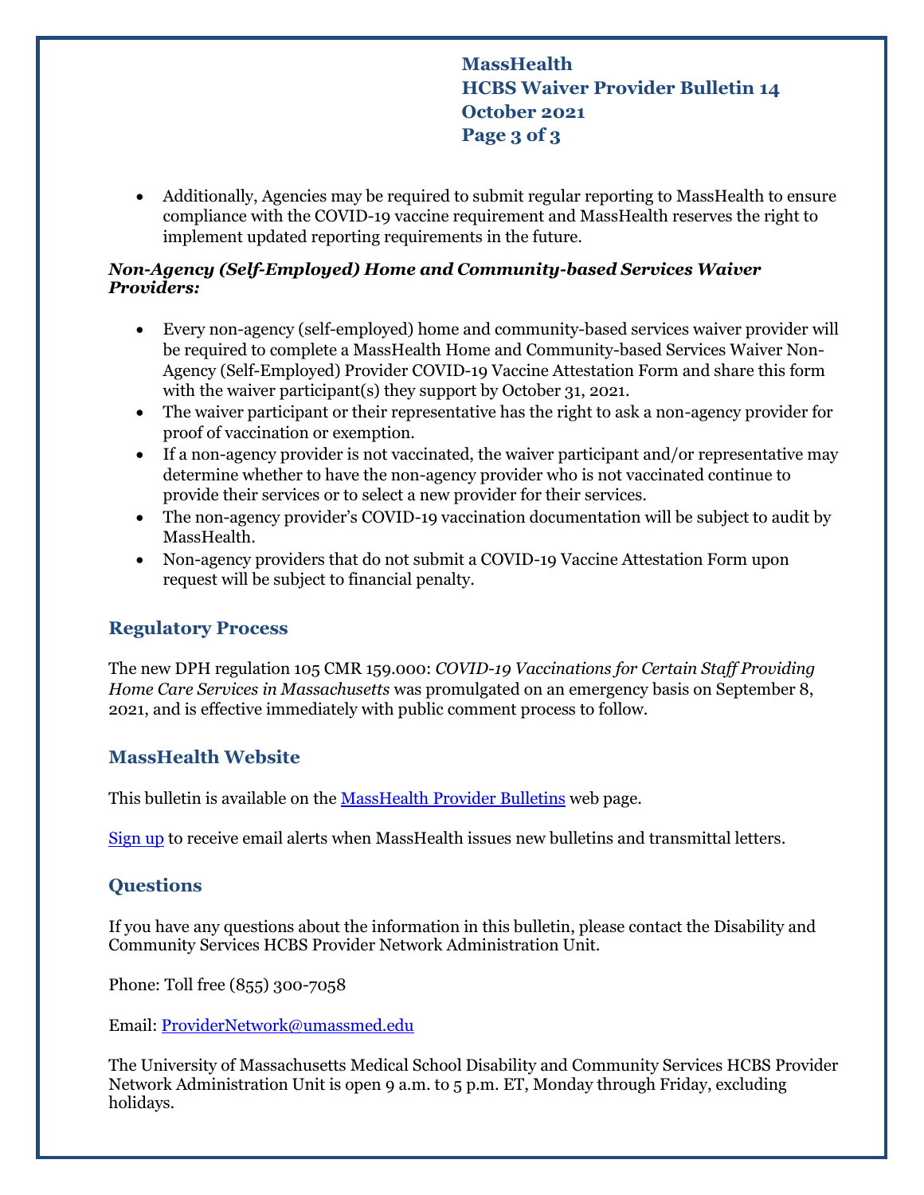- Additionally, Agencies may be required to submit regular reporting to MassHealth to ensure compliance with the COVID-19 vaccine requirement and MassHealth reserves the right to implement updated reporting requirements in the future.

***Non-Agency (Self-Employed) Home and Community-based Services Waiver Providers:***

- Every non-agency (self-employed) home and community-based services waiver provider will be required to complete a MassHealth Home and Community-based Services Waiver Non-Agency (Self-Employed) Provider COVID-19 Vaccine Attestation Form and share this form with the waiver participant(s) they support by October 31, 2021.
- The waiver participant or their representative has the right to ask a non-agency provider for proof of vaccination or exemption.
- If a non-agency provider is not vaccinated, the waiver participant and/or representative may determine whether to have the non-agency provider who is not vaccinated continue to provide their services or to select a new provider for their services.
- The non-agency provider's COVID-19 vaccination documentation will be subject to audit by MassHealth.
- Non-agency providers that do not submit a COVID-19 Vaccine Attestation Form upon request will be subject to financial penalty.

## Regulatory Process

The new DPH regulation 105 CMR 159.000: *COVID-19 Vaccinations for Certain Staff Providing Home Care Services in Massachusetts* was promulgated on an emergency basis on September 8, 2021, and is effective immediately with public comment process to follow.

## MassHealth Website

This bulletin is available on the MassHealth Provider Bulletins web page.

Sign up to receive email alerts when MassHealth issues new bulletins and transmittal letters.

## Questions

If you have any questions about the information in this bulletin, please contact the Disability and Community Services HCBS Provider Network Administration Unit.

Phone: Toll free (855) 300-7058

Email: ProviderNetwork@umassmed.edu

The University of Massachusetts Medical School Disability and Community Services HCBS Provider Network Administration Unit is open 9 a.m. to 5 p.m. ET, Monday through Friday, excluding holidays.